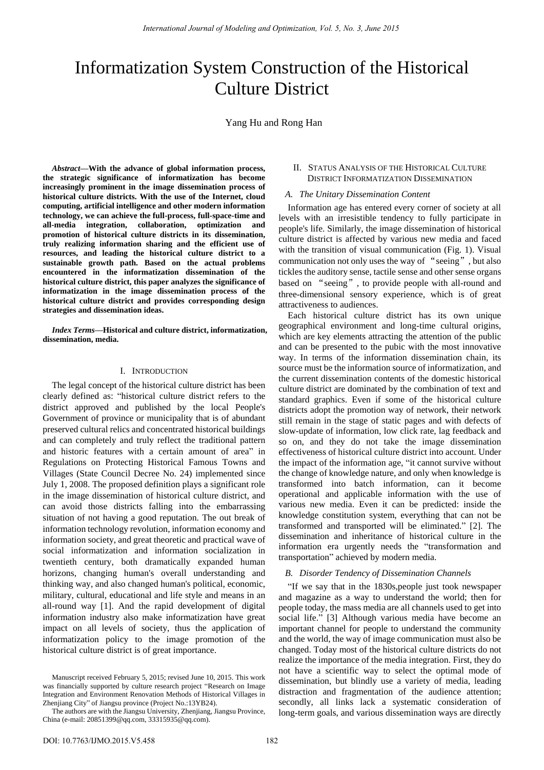# Informatization System Construction of the Historical Culture District

Yang Hu and Rong Han

***Abstract*—With the advance of global information process, the strategic significance of informatization has become increasingly prominent in the image dissemination process of historical culture districts. With the use of the Internet, cloud computing, artificial intelligence and other modern information technology, we can achieve the full-process, full-space-time and all-media integration, collaboration, optimization and promotion of historical culture districts in its dissemination, truly realizing information sharing and the efficient use of resources, and leading the historical culture district to a sustainable growth path. Based on the actual problems encountered in the informatization dissemination of the historical culture district, this paper analyzes the significance of informatization in the image dissemination process of the historical culture district and provides corresponding design strategies and dissemination ideas.**

***Index Terms*—Historical and culture district, informatization, dissemination, media.**

## I. Introduction

The legal concept of the historical culture district has been clearly defined as: "historical culture district refers to the district approved and published by the local People's Government of province or municipality that is of abundant preserved cultural relics and concentrated historical buildings and can completely and truly reflect the traditional pattern and historic features with a certain amount of area" in Regulations on Protecting Historical Famous Towns and Villages (State Council Decree No. 24) implemented since July 1, 2008. The proposed definition plays a significant role in the image dissemination of historical culture district, and can avoid those districts falling into the embarrassing situation of not having a good reputation. The out break of information technology revolution, information economy and information society, and great theoretic and practical wave of social informatization and information socialization in twentieth century, both dramatically expanded human horizons, changing human's overall understanding and thinking way, and also changed human's political, economic, military, cultural, educational and life style and means in an all-round way [1]. And the rapid development of digital information industry also make informatization have great impact on all levels of society, thus the application of informatization policy to the image promotion of the historical culture district is of great importance.

Manuscript received February 5, 2015; revised June 10, 2015. This work was financially supported by culture research project "Research on Image Integration and Environment Renovation Methods of Historical Villages in Zhenjiang City" of Jiangsu province (Project No.:13YB24).

The authors are with the Jiangsu University, Zhenjiang, Jiangsu Province, China (e-mail: 20851399@qq.com, 33315935@qq.com).

## II. Status Analysis of the Historical Culture District Informatization Dissemination

### *A. The Unitary Dissemination Content*

Information age has entered every corner of society at all levels with an irresistible tendency to fully participate in people's life. Similarly, the image dissemination of historical culture district is affected by various new media and faced with the transition of visual communication (Fig. 1). Visual communication not only uses the way of "seeing", but also tickles the auditory sense, tactile sense and other sense organs based on "seeing", to provide people with all-round and three-dimensional sensory experience, which is of great attractiveness to audiences.

Each historical culture district has its own unique geographical environment and long-time cultural origins, which are key elements attracting the attention of the public and can be presented to the pubic with the most innovative way. In terms of the information dissemination chain, its source must be the information source of informatization, and the current dissemination contents of the domestic historical culture district are dominated by the combination of text and standard graphics. Even if some of the historical culture districts adopt the promotion way of network, their network still remain in the stage of static pages and with defects of slow-update of information, low click rate, lag feedback and so on, and they do not take the image dissemination effectiveness of historical culture district into account. Under the impact of the information age, "it cannot survive without the change of knowledge nature, and only when knowledge is transformed into batch information, can it become operational and applicable information with the use of various new media. Even it can be predicted: inside the knowledge constitution system, everything that can not be transformed and transported will be eliminated." [2]. The dissemination and inheritance of historical culture in the information era urgently needs the "transformation and transportation" achieved by modern media.

### *B. Disorder Tendency of Dissemination Channels*

"If we say that in the 1830s,people just took newspaper and magazine as a way to understand the world; then for people today, the mass media are all channels used to get into social life." [3] Although various media have become an important channel for people to understand the community and the world, the way of image communication must also be changed. Today most of the historical culture districts do not realize the importance of the media integration. First, they do not have a scientific way to select the optimal mode of dissemination, but blindly use a variety of media, leading distraction and fragmentation of the audience attention; secondly, all links lack a systematic consideration of long-term goals, and various dissemination ways are directly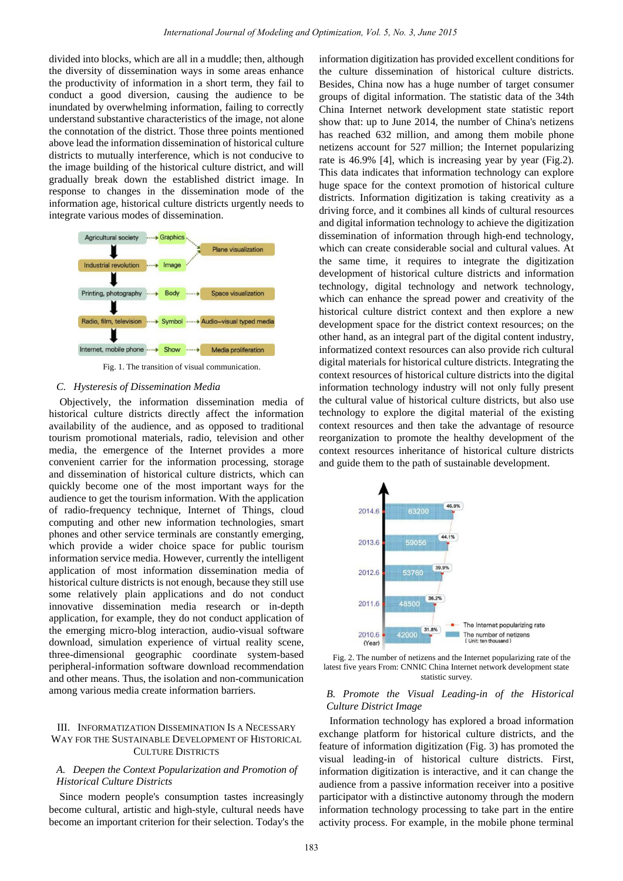divided into blocks, which are all in a muddle; then, although the diversity of dissemination ways in some areas enhance the productivity of information in a short term, they fail to conduct a good diversion, causing the audience to be inundated by overwhelming information, failing to correctly understand substantive characteristics of the image, not alone the connotation of the district. Those three points mentioned above lead the information dissemination of historical culture districts to mutually interference, which is not conducive to the image building of the historical culture district, and will gradually break down the established district image. In response to changes in the dissemination mode of the information age, historical culture districts urgently needs to integrate various modes of dissemination.

Fig. 1. The transition of visual communication.

### C. *Hysteresis of Dissemination Media*

Objectively, the information dissemination media of historical culture districts directly affect the information availability of the audience, and as opposed to traditional tourism promotional materials, radio, television and other media, the emergence of the Internet provides a more convenient carrier for the information processing, storage and dissemination of historical culture districts, which can quickly become one of the most important ways for the audience to get the tourism information. With the application of radio-frequency technique, Internet of Things, cloud computing and other new information technologies, smart phones and other service terminals are constantly emerging, which provide a wider choice space for public tourism information service media. However, currently the intelligent application of most information dissemination media of historical culture districts is not enough, because they still use some relatively plain applications and do not conduct innovative dissemination media research or in-depth application, for example, they do not conduct application of the emerging micro-blog interaction, audio-visual software download, simulation experience of virtual reality scene, three-dimensional geographic coordinate system-based peripheral-information software download recommendation and other means. Thus, the isolation and non-communication among various media create information barriers.

## III. Informatization Dissemination Is a Necessary Way for the Sustainable Development of Historical Culture Districts

### A. *Deepen the Context Popularization and Promotion of Historical Culture Districts*

Since modern people's consumption tastes increasingly become cultural, artistic and high-style, cultural needs have become an important criterion for their selection. Today's the information digitization has provided excellent conditions for the culture dissemination of historical culture districts. Besides, China now has a huge number of target consumer groups of digital information. The statistic data of the 34th China Internet network development state statistic report show that: up to June 2014, the number of China's netizens has reached 632 million, and among them mobile phone netizens account for 527 million; the Internet popularizing rate is 46.9% [4], which is increasing year by year (Fig.2). This data indicates that information technology can explore huge space for the context promotion of historical culture districts. Information digitization is taking creativity as a driving force, and it combines all kinds of cultural resources and digital information technology to achieve the digitization dissemination of information through high-end technology, which can create considerable social and cultural values. At the same time, it requires to integrate the digitization development of historical culture districts and information technology, digital technology and network technology, which can enhance the spread power and creativity of the historical culture district context and then explore a new development space for the district context resources; on the other hand, as an integral part of the digital content industry, informatized context resources can also provide rich cultural digital materials for historical culture districts. Integrating the context resources of historical culture districts into the digital information technology industry will not only fully present the cultural value of historical culture districts, but also use technology to explore the digital material of the existing context resources and then take the advantage of resource reorganization to promote the healthy development of the context resources inheritance of historical culture districts and guide them to the path of sustainable development.

Fig. 2. The number of netizens and the Internet popularizing rate of the latest five years From: CNNIC China Internet network development state statistic survey.

### B. *Promote the Visual Leading-in of the Historical Culture District Image*

Information technology has explored a broad information exchange platform for historical culture districts, and the feature of information digitization (Fig. 3) has promoted the visual leading-in of historical culture districts. First, information digitization is interactive, and it can change the audience from a passive information receiver into a positive participator with a distinctive autonomy through the modern information technology processing to take part in the entire activity process. For example, in the mobile phone terminal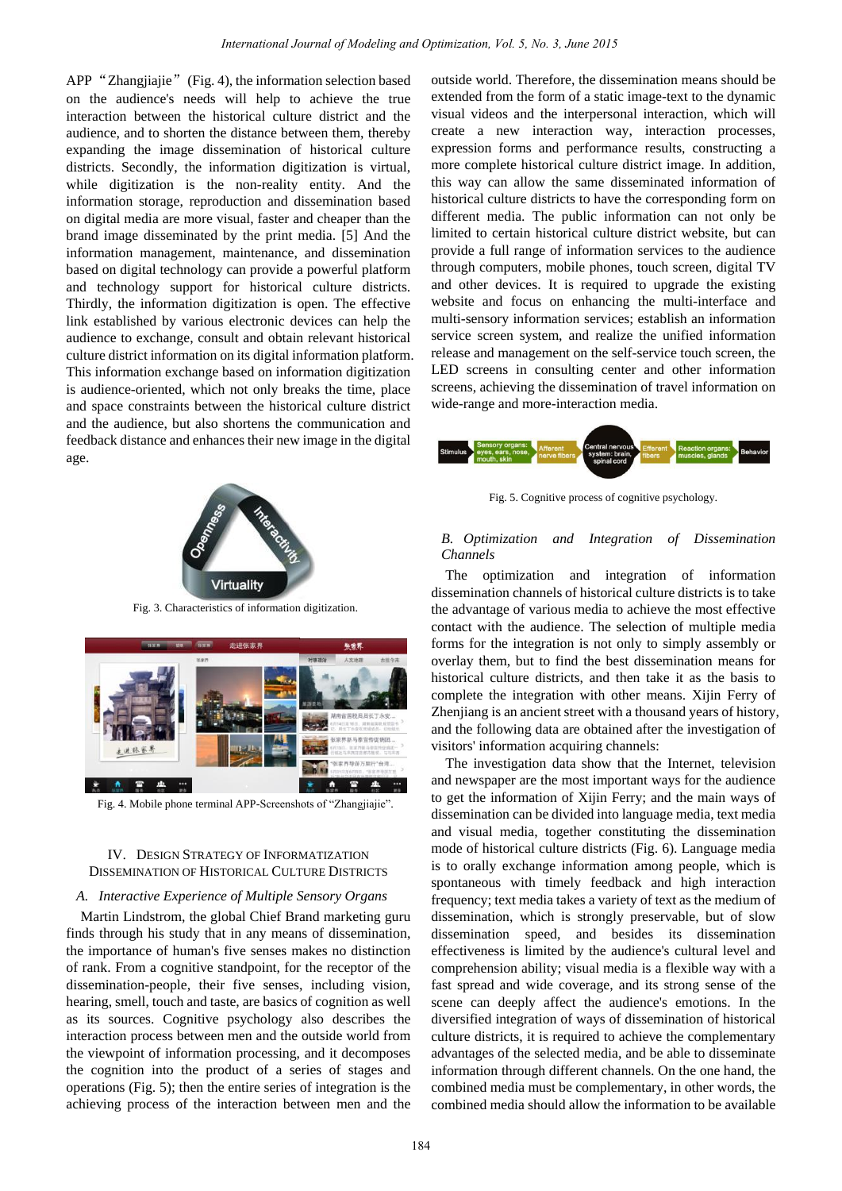APP "Zhangjiajie" (Fig. 4), the information selection based on the audience's needs will help to achieve the true interaction between the historical culture district and the audience, and to shorten the distance between them, thereby expanding the image dissemination of historical culture districts. Secondly, the information digitization is virtual, while digitization is the non-reality entity. And the information storage, reproduction and dissemination based on digital media are more visual, faster and cheaper than the brand image disseminated by the print media. [5] And the information management, maintenance, and dissemination based on digital technology can provide a powerful platform and technology support for historical culture districts. Thirdly, the information digitization is open. The effective link established by various electronic devices can help the audience to exchange, consult and obtain relevant historical culture district information on its digital information platform. This information exchange based on information digitization is audience-oriented, which not only breaks the time, place and space constraints between the historical culture district and the audience, but also shortens the communication and feedback distance and enhances their new image in the digital age.

Fig. 3. Characteristics of information digitization.

Fig. 4. Mobile phone terminal APP-Screenshots of "Zhangjiajie".

## IV. Design Strategy of Informatization Dissemination of Historical Culture Districts

### *A. Interactive Experience of Multiple Sensory Organs*

Martin Lindstrom, the global Chief Brand marketing guru finds through his study that in any means of dissemination, the importance of human's five senses makes no distinction of rank. From a cognitive standpoint, for the receptor of the dissemination-people, their five senses, including vision, hearing, smell, touch and taste, are basics of cognition as well as its sources. Cognitive psychology also describes the interaction process between men and the outside world from the viewpoint of information processing, and it decomposes the cognition into the product of a series of stages and operations (Fig. 5); then the entire series of integration is the achieving process of the interaction between men and the outside world. Therefore, the dissemination means should be extended from the form of a static image-text to the dynamic visual videos and the interpersonal interaction, which will create a new interaction way, interaction processes, expression forms and performance results, constructing a more complete historical culture district image. In addition, this way can allow the same disseminated information of historical culture districts to have the corresponding form on different media. The public information can not only be limited to certain historical culture district website, but can provide a full range of information services to the audience through computers, mobile phones, touch screen, digital TV and other devices. It is required to upgrade the existing website and focus on enhancing the multi-interface and multi-sensory information services; establish an information service screen system, and realize the unified information release and management on the self-service touch screen, the LED screens in consulting center and other information screens, achieving the dissemination of travel information on wide-range and more-interaction media.

Fig. 5. Cognitive process of cognitive psychology.

### *B. Optimization and Integration of Dissemination Channels*

The optimization and integration of information dissemination channels of historical culture districts is to take the advantage of various media to achieve the most effective contact with the audience. The selection of multiple media forms for the integration is not only to simply assembly or overlay them, but to find the best dissemination means for historical culture districts, and then take it as the basis to complete the integration with other means. Xijin Ferry of Zhenjiang is an ancient street with a thousand years of history, and the following data are obtained after the investigation of visitors' information acquiring channels:

The investigation data show that the Internet, television and newspaper are the most important ways for the audience to get the information of Xijin Ferry; and the main ways of dissemination can be divided into language media, text media and visual media, together constituting the dissemination mode of historical culture districts (Fig. 6). Language media is to orally exchange information among people, which is spontaneous with timely feedback and high interaction frequency; text media takes a variety of text as the medium of dissemination, which is strongly preservable, but of slow dissemination speed, and besides its dissemination effectiveness is limited by the audience's cultural level and comprehension ability; visual media is a flexible way with a fast spread and wide coverage, and its strong sense of the scene can deeply affect the audience's emotions. In the diversified integration of ways of dissemination of historical culture districts, it is required to achieve the complementary advantages of the selected media, and be able to disseminate information through different channels. On the one hand, the combined media must be complementary, in other words, the combined media should allow the information to be available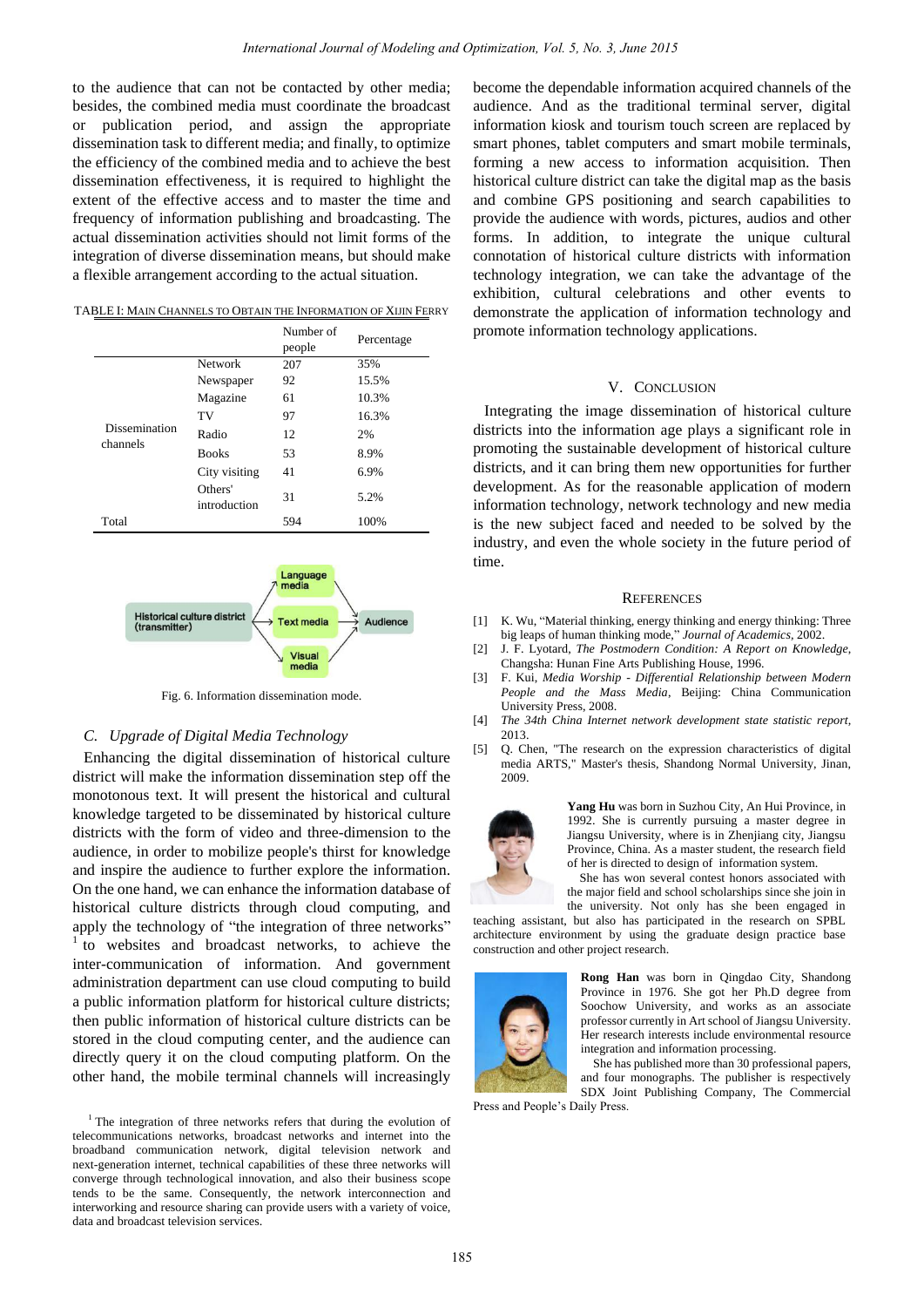to the audience that can not be contacted by other media; besides, the combined media must coordinate the broadcast or publication period, and assign the appropriate dissemination task to different media; and finally, to optimize the efficiency of the combined media and to achieve the best dissemination effectiveness, it is required to highlight the extent of the effective access and to master the time and frequency of information publishing and broadcasting. The actual dissemination activities should not limit forms of the integration of diverse dissemination means, but should make a flexible arrangement according to the actual situation.

TABLE I: MAIN CHANNELS TO OBTAIN THE INFORMATION OF XIJIN FERRY

| | | Number of people | Percentage |
|---|---|---|---|
| Dissemination channels | Network | 207 | 35% |
| | Newspaper | 92 | 15.5% |
| | Magazine | 61 | 10.3% |
| | TV | 97 | 16.3% |
| | Radio | 12 | 2% |
| | Books | 53 | 8.9% |
| | City visiting | 41 | 6.9% |
| | Others' introduction | 31 | 5.2% |
| Total | | 594 | 100% |

Historical culture district (transmitter)
Language media
Text media
Visual media
Audience

Fig. 6. Information dissemination mode.

### C. Upgrade of Digital Media Technology

Enhancing the digital dissemination of historical culture district will make the information dissemination step off the monotonous text. It will present the historical and cultural knowledge targeted to be disseminated by historical culture districts with the form of video and three-dimension to the audience, in order to mobilize people's thirst for knowledge and inspire the audience to further explore the information. On the one hand, we can enhance the information database of historical culture districts through cloud computing, and apply the technology of "the integration of three networks" [1] to websites and broadcast networks, to achieve the inter-communication of information. And government administration department can use cloud computing to build a public information platform for historical culture districts; then public information of historical culture districts can be stored in the cloud computing center, and the audience can directly query it on the cloud computing platform. On the other hand, the mobile terminal channels will increasingly become the dependable information acquired channels of the audience. And as the traditional terminal server, digital information kiosk and tourism touch screen are replaced by smart phones, tablet computers and smart mobile terminals, forming a new access to information acquisition. Then historical culture district can take the digital map as the basis and combine GPS positioning and search capabilities to provide the audience with words, pictures, audios and other forms. In addition, to integrate the unique cultural connotation of historical culture districts with information technology integration, we can take the advantage of the exhibition, cultural celebrations and other events to demonstrate the application of information technology and promote information technology applications.

[1] The integration of three networks refers that during the evolution of telecommunications networks, broadcast networks and internet into the broadband communication network, digital television network and next-generation internet, technical capabilities of these three networks will converge through technological innovation, and also their business scope tends to be the same. Consequently, the network interconnection and interworking and resource sharing can provide users with a variety of voice, data and broadcast television services.

## V. CONCLUSION

Integrating the image dissemination of historical culture districts into the information age plays a significant role in promoting the sustainable development of historical culture districts, and it can bring them new opportunities for further development. As for the reasonable application of modern information technology, network technology and new media is the new subject faced and needed to be solved by the industry, and even the whole society in the future period of time.

## REFERENCES

[1] K. Wu, "Material thinking, energy thinking and energy thinking: Three big leaps of human thinking mode," *Journal of Academics*, 2002.

[2] J. F. Lyotard, *The Postmodern Condition: A Report on Knowledge*, Changsha: Hunan Fine Arts Publishing House, 1996.

[3] F. Kui, *Media Worship - Differential Relationship between Modern People and the Mass Media*, Beijing: China Communication University Press, 2008.

[4] *The 34th China Internet network development state statistic report*, 2013.

[5] Q. Chen, "The research on the expression characteristics of digital media ARTS," Master's thesis, Shandong Normal University, Jinan, 2009.

**Yang Hu** was born in Suzhou City, An Hui Province, in 1992. She is currently pursuing a master degree in Jiangsu University, where is in Zhenjiang city, Jiangsu Province, China. As a master student, the research field of her is directed to design of information system.

She has won several contest honors associated with the major field and school scholarships since she join in the university. Not only has she been engaged in teaching assistant, but also has participated in the research on SPBL architecture environment by using the graduate design practice base construction and other project research.

**Rong Han** was born in Qingdao City, Shandong Province in 1976. She got her Ph.D degree from Soochow University, and works as an associate professor currently in Art school of Jiangsu University. Her research interests include environmental resource integration and information processing.

She has published more than 30 professional papers, and four monographs. The publisher is respectively SDX Joint Publishing Company, The Commercial Press and People's Daily Press.